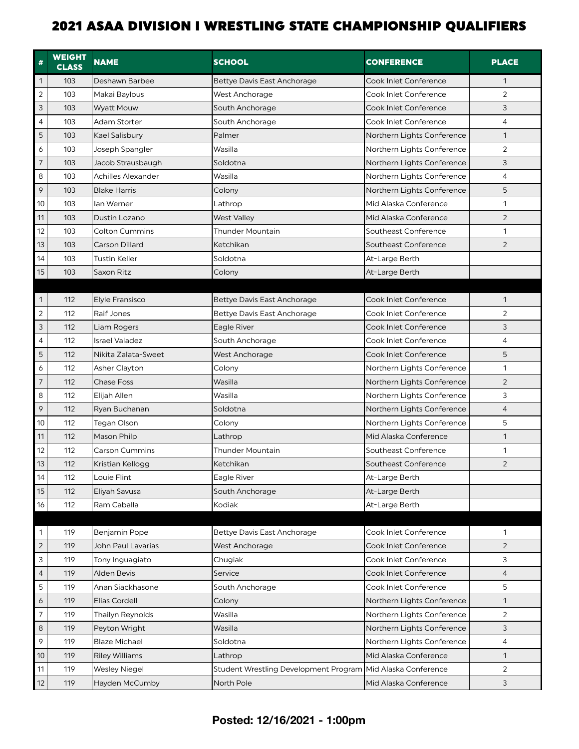# 2021 ASAA DIVISION I WRESTLING STATE CHAMPIONSHIP QUALIFIERS

| # | WEIGHT CLASS | NAME | SCHOOL | CONFERENCE | PLACE |
|---|---|---|---|---|---|
| 1 | 103 | Deshawn Barbee | Bettye Davis East Anchorage | Cook Inlet Conference | 1 |
| 2 | 103 | Makai Baylous | West Anchorage | Cook Inlet Conference | 2 |
| 3 | 103 | Wyatt Mouw | South Anchorage | Cook Inlet Conference | 3 |
| 4 | 103 | Adam Storter | South Anchorage | Cook Inlet Conference | 4 |
| 5 | 103 | Kael Salisbury | Palmer | Northern Lights Conference | 1 |
| 6 | 103 | Joseph Spangler | Wasilla | Northern Lights Conference | 2 |
| 7 | 103 | Jacob Strausbaugh | Soldotna | Northern Lights Conference | 3 |
| 8 | 103 | Achilles Alexander | Wasilla | Northern Lights Conference | 4 |
| 9 | 103 | Blake Harris | Colony | Northern Lights Conference | 5 |
| 10 | 103 | Ian Werner | Lathrop | Mid Alaska Conference | 1 |
| 11 | 103 | Dustin Lozano | West Valley | Mid Alaska Conference | 2 |
| 12 | 103 | Colton Cummins | Thunder Mountain | Southeast Conference | 1 |
| 13 | 103 | Carson Dillard | Ketchikan | Southeast Conference | 2 |
| 14 | 103 | Tustin Keller | Soldotna | At-Large Berth | |
| 15 | 103 | Saxon Ritz | Colony | At-Large Berth | |
| | | | | | |
| 1 | 112 | Elyle Fransisco | Bettye Davis East Anchorage | Cook Inlet Conference | 1 |
| 2 | 112 | Raif Jones | Bettye Davis East Anchorage | Cook Inlet Conference | 2 |
| 3 | 112 | Liam Rogers | Eagle River | Cook Inlet Conference | 3 |
| 4 | 112 | Israel Valadez | South Anchorage | Cook Inlet Conference | 4 |
| 5 | 112 | Nikita Zalata-Sweet | West Anchorage | Cook Inlet Conference | 5 |
| 6 | 112 | Asher Clayton | Colony | Northern Lights Conference | 1 |
| 7 | 112 | Chase Foss | Wasilla | Northern Lights Conference | 2 |
| 8 | 112 | Elijah Allen | Wasilla | Northern Lights Conference | 3 |
| 9 | 112 | Ryan Buchanan | Soldotna | Northern Lights Conference | 4 |
| 10 | 112 | Tegan Olson | Colony | Northern Lights Conference | 5 |
| 11 | 112 | Mason Philp | Lathrop | Mid Alaska Conference | 1 |
| 12 | 112 | Carson Cummins | Thunder Mountain | Southeast Conference | 1 |
| 13 | 112 | Kristian Kellogg | Ketchikan | Southeast Conference | 2 |
| 14 | 112 | Louie Flint | Eagle River | At-Large Berth | |
| 15 | 112 | Eliyah Savusa | South Anchorage | At-Large Berth | |
| 16 | 112 | Ram Caballa | Kodiak | At-Large Berth | |
| | | | | | |
| 1 | 119 | Benjamin Pope | Bettye Davis East Anchorage | Cook Inlet Conference | 1 |
| 2 | 119 | John Paul Lavarias | West Anchorage | Cook Inlet Conference | 2 |
| 3 | 119 | Tony Inguagiato | Chugiak | Cook Inlet Conference | 3 |
| 4 | 119 | Alden Bevis | Service | Cook Inlet Conference | 4 |
| 5 | 119 | Anan Siackhasone | South Anchorage | Cook Inlet Conference | 5 |
| 6 | 119 | Elias Cordell | Colony | Northern Lights Conference | 1 |
| 7 | 119 | Thailyn Reynolds | Wasilla | Northern Lights Conference | 2 |
| 8 | 119 | Peyton Wright | Wasilla | Northern Lights Conference | 3 |
| 9 | 119 | Blaze Michael | Soldotna | Northern Lights Conference | 4 |
| 10 | 119 | Riley Williams | Lathrop | Mid Alaska Conference | 1 |
| 11 | 119 | Wesley Niegel | Student Wrestling Development Program | Mid Alaska Conference | 2 |
| 12 | 119 | Hayden McCumby | North Pole | Mid Alaska Conference | 3 |

**Posted: 12/16/2021 - 1:00pm**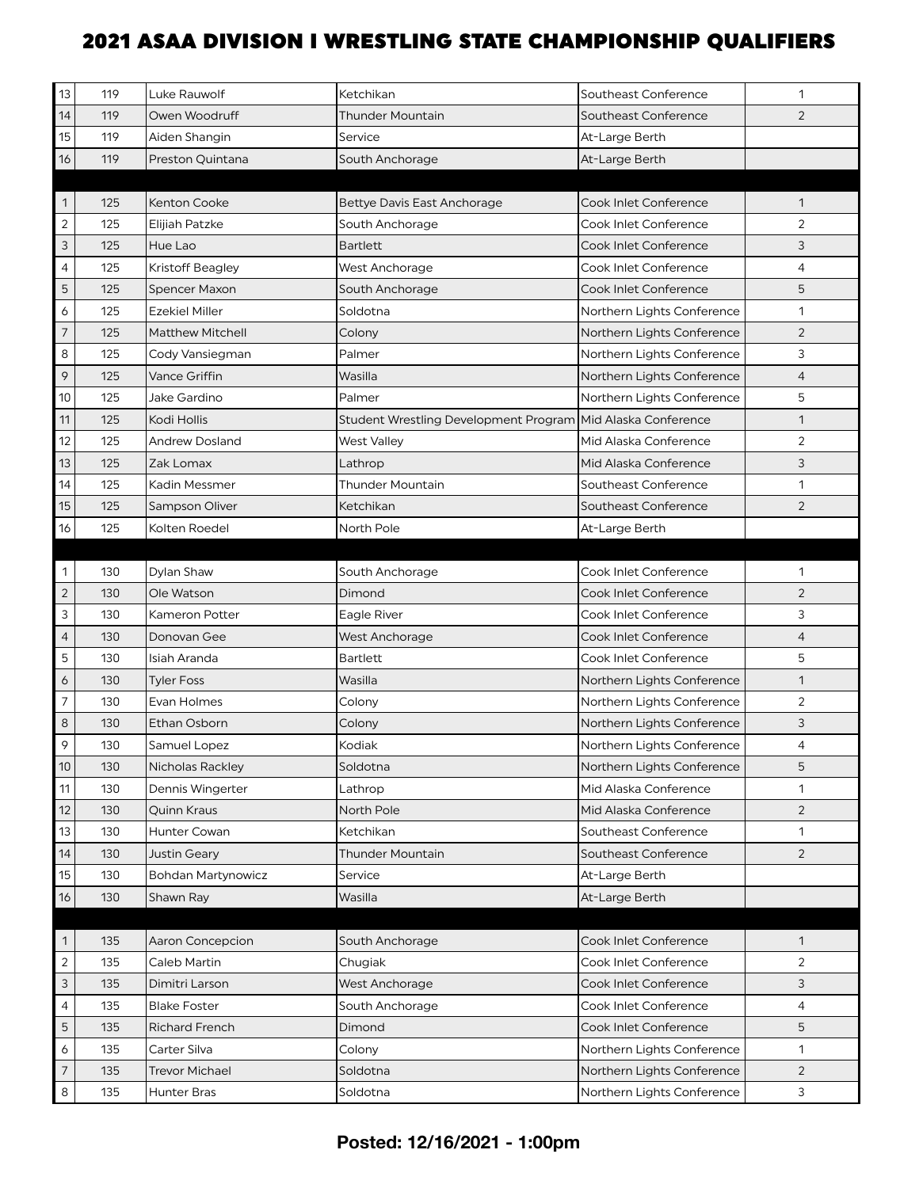# 2021 ASAA DIVISION I WRESTLING STATE CHAMPIONSHIP QUALIFIERS

| | | | | | |
|---|---|---|---|---|---|
| 13 | 119 | Luke Rauwolf | Ketchikan | Southeast Conference | 1 |
| 14 | 119 | Owen Woodruff | Thunder Mountain | Southeast Conference | 2 |
| 15 | 119 | Aiden Shangin | Service | At-Large Berth | |
| 16 | 119 | Preston Quintana | South Anchorage | At-Large Berth | |
| | | | | | |
| 1 | 125 | Kenton Cooke | Bettye Davis East Anchorage | Cook Inlet Conference | 1 |
| 2 | 125 | Elijiah Patzke | South Anchorage | Cook Inlet Conference | 2 |
| 3 | 125 | Hue Lao | Bartlett | Cook Inlet Conference | 3 |
| 4 | 125 | Kristoff Beagley | West Anchorage | Cook Inlet Conference | 4 |
| 5 | 125 | Spencer Maxon | South Anchorage | Cook Inlet Conference | 5 |
| 6 | 125 | Ezekiel Miller | Soldotna | Northern Lights Conference | 1 |
| 7 | 125 | Matthew Mitchell | Colony | Northern Lights Conference | 2 |
| 8 | 125 | Cody Vansiegman | Palmer | Northern Lights Conference | 3 |
| 9 | 125 | Vance Griffin | Wasilla | Northern Lights Conference | 4 |
| 10 | 125 | Jake Gardino | Palmer | Northern Lights Conference | 5 |
| 11 | 125 | Kodi Hollis | Student Wrestling Development Program | Mid Alaska Conference | 1 |
| 12 | 125 | Andrew Dosland | West Valley | Mid Alaska Conference | 2 |
| 13 | 125 | Zak Lomax | Lathrop | Mid Alaska Conference | 3 |
| 14 | 125 | Kadin Messmer | Thunder Mountain | Southeast Conference | 1 |
| 15 | 125 | Sampson Oliver | Ketchikan | Southeast Conference | 2 |
| 16 | 125 | Kolten Roedel | North Pole | At-Large Berth | |
| | | | | | |
| 1 | 130 | Dylan Shaw | South Anchorage | Cook Inlet Conference | 1 |
| 2 | 130 | Ole Watson | Dimond | Cook Inlet Conference | 2 |
| 3 | 130 | Kameron Potter | Eagle River | Cook Inlet Conference | 3 |
| 4 | 130 | Donovan Gee | West Anchorage | Cook Inlet Conference | 4 |
| 5 | 130 | Isiah Aranda | Bartlett | Cook Inlet Conference | 5 |
| 6 | 130 | Tyler Foss | Wasilla | Northern Lights Conference | 1 |
| 7 | 130 | Evan Holmes | Colony | Northern Lights Conference | 2 |
| 8 | 130 | Ethan Osborn | Colony | Northern Lights Conference | 3 |
| 9 | 130 | Samuel Lopez | Kodiak | Northern Lights Conference | 4 |
| 10 | 130 | Nicholas Rackley | Soldotna | Northern Lights Conference | 5 |
| 11 | 130 | Dennis Wingerter | Lathrop | Mid Alaska Conference | 1 |
| 12 | 130 | Quinn Kraus | North Pole | Mid Alaska Conference | 2 |
| 13 | 130 | Hunter Cowan | Ketchikan | Southeast Conference | 1 |
| 14 | 130 | Justin Geary | Thunder Mountain | Southeast Conference | 2 |
| 15 | 130 | Bohdan Martynowicz | Service | At-Large Berth | |
| 16 | 130 | Shawn Ray | Wasilla | At-Large Berth | |
| | | | | | |
| 1 | 135 | Aaron Concepcion | South Anchorage | Cook Inlet Conference | 1 |
| 2 | 135 | Caleb Martin | Chugiak | Cook Inlet Conference | 2 |
| 3 | 135 | Dimitri Larson | West Anchorage | Cook Inlet Conference | 3 |
| 4 | 135 | Blake Foster | South Anchorage | Cook Inlet Conference | 4 |
| 5 | 135 | Richard French | Dimond | Cook Inlet Conference | 5 |
| 6 | 135 | Carter Silva | Colony | Northern Lights Conference | 1 |
| 7 | 135 | Trevor Michael | Soldotna | Northern Lights Conference | 2 |
| 8 | 135 | Hunter Bras | Soldotna | Northern Lights Conference | 3 |

**Posted: 12/16/2021 - 1:00pm**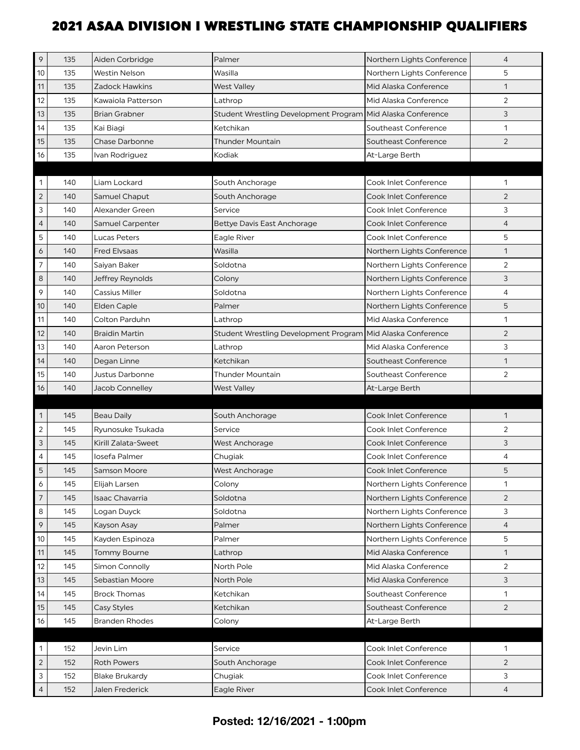# 2021 ASAA DIVISION I WRESTLING STATE CHAMPIONSHIP QUALIFIERS

| | | | | | |
|---|---|---|---|---|---|
| 9 | 135 | Aiden Corbridge | Palmer | Northern Lights Conference | 4 |
| 10 | 135 | Westin Nelson | Wasilla | Northern Lights Conference | 5 |
| 11 | 135 | Zadock Hawkins | West Valley | Mid Alaska Conference | 1 |
| 12 | 135 | Kawaiola Patterson | Lathrop | Mid Alaska Conference | 2 |
| 13 | 135 | Brian Grabner | Student Wrestling Development Program | Mid Alaska Conference | 3 |
| 14 | 135 | Kai Biagi | Ketchikan | Southeast Conference | 1 |
| 15 | 135 | Chase Darbonne | Thunder Mountain | Southeast Conference | 2 |
| 16 | 135 | Ivan Rodriguez | Kodiak | At-Large Berth | |
| | | | | | |
| 1 | 140 | Liam Lockard | South Anchorage | Cook Inlet Conference | 1 |
| 2 | 140 | Samuel Chaput | South Anchorage | Cook Inlet Conference | 2 |
| 3 | 140 | Alexander Green | Service | Cook Inlet Conference | 3 |
| 4 | 140 | Samuel Carpenter | Bettye Davis East Anchorage | Cook Inlet Conference | 4 |
| 5 | 140 | Lucas Peters | Eagle River | Cook Inlet Conference | 5 |
| 6 | 140 | Fred Elvsaas | Wasilla | Northern Lights Conference | 1 |
| 7 | 140 | Saiyan Baker | Soldotna | Northern Lights Conference | 2 |
| 8 | 140 | Jeffrey Reynolds | Colony | Northern Lights Conference | 3 |
| 9 | 140 | Cassius Miller | Soldotna | Northern Lights Conference | 4 |
| 10 | 140 | Elden Caple | Palmer | Northern Lights Conference | 5 |
| 11 | 140 | Colton Parduhn | Lathrop | Mid Alaska Conference | 1 |
| 12 | 140 | Braidin Martin | Student Wrestling Development Program | Mid Alaska Conference | 2 |
| 13 | 140 | Aaron Peterson | Lathrop | Mid Alaska Conference | 3 |
| 14 | 140 | Degan Linne | Ketchikan | Southeast Conference | 1 |
| 15 | 140 | Justus Darbonne | Thunder Mountain | Southeast Conference | 2 |
| 16 | 140 | Jacob Connelley | West Valley | At-Large Berth | |
| | | | | | |
| 1 | 145 | Beau Daily | South Anchorage | Cook Inlet Conference | 1 |
| 2 | 145 | Ryunosuke Tsukada | Service | Cook Inlet Conference | 2 |
| 3 | 145 | Kirill Zalata-Sweet | West Anchorage | Cook Inlet Conference | 3 |
| 4 | 145 | Iosefa Palmer | Chugiak | Cook Inlet Conference | 4 |
| 5 | 145 | Samson Moore | West Anchorage | Cook Inlet Conference | 5 |
| 6 | 145 | Elijah Larsen | Colony | Northern Lights Conference | 1 |
| 7 | 145 | Isaac Chavarria | Soldotna | Northern Lights Conference | 2 |
| 8 | 145 | Logan Duyck | Soldotna | Northern Lights Conference | 3 |
| 9 | 145 | Kayson Asay | Palmer | Northern Lights Conference | 4 |
| 10 | 145 | Kayden Espinoza | Palmer | Northern Lights Conference | 5 |
| 11 | 145 | Tommy Bourne | Lathrop | Mid Alaska Conference | 1 |
| 12 | 145 | Simon Connolly | North Pole | Mid Alaska Conference | 2 |
| 13 | 145 | Sebastian Moore | North Pole | Mid Alaska Conference | 3 |
| 14 | 145 | Brock Thomas | Ketchikan | Southeast Conference | 1 |
| 15 | 145 | Casy Styles | Ketchikan | Southeast Conference | 2 |
| 16 | 145 | Branden Rhodes | Colony | At-Large Berth | |
| | | | | | |
| 1 | 152 | Jevin Lim | Service | Cook Inlet Conference | 1 |
| 2 | 152 | Roth Powers | South Anchorage | Cook Inlet Conference | 2 |
| 3 | 152 | Blake Brukardy | Chugiak | Cook Inlet Conference | 3 |
| 4 | 152 | Jalen Frederick | Eagle River | Cook Inlet Conference | 4 |

**Posted: 12/16/2021 - 1:00pm**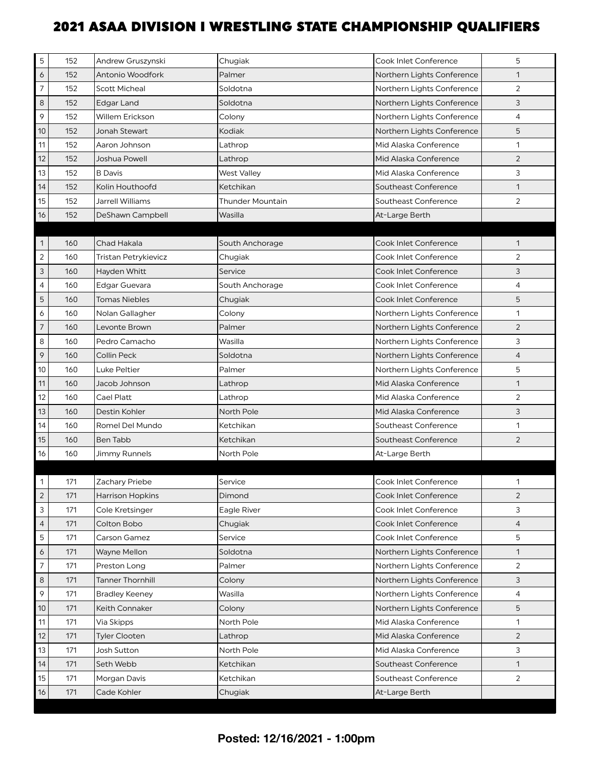# 2021 ASAA DIVISION I WRESTLING STATE CHAMPIONSHIP QUALIFIERS

| | | | | | |
|---|---|---|---|---|---|
| 5 | 152 | Andrew Gruszynski | Chugiak | Cook Inlet Conference | 5 |
| 6 | 152 | Antonio Woodfork | Palmer | Northern Lights Conference | 1 |
| 7 | 152 | Scott Micheal | Soldotna | Northern Lights Conference | 2 |
| 8 | 152 | Edgar Land | Soldotna | Northern Lights Conference | 3 |
| 9 | 152 | Willem Erickson | Colony | Northern Lights Conference | 4 |
| 10 | 152 | Jonah Stewart | Kodiak | Northern Lights Conference | 5 |
| 11 | 152 | Aaron Johnson | Lathrop | Mid Alaska Conference | 1 |
| 12 | 152 | Joshua Powell | Lathrop | Mid Alaska Conference | 2 |
| 13 | 152 | B Davis | West Valley | Mid Alaska Conference | 3 |
| 14 | 152 | Kolin Houthoofd | Ketchikan | Southeast Conference | 1 |
| 15 | 152 | Jarrell Williams | Thunder Mountain | Southeast Conference | 2 |
| 16 | 152 | DeShawn Campbell | Wasilla | At-Large Berth | |
| | | | | | |
| 1 | 160 | Chad Hakala | South Anchorage | Cook Inlet Conference | 1 |
| 2 | 160 | Tristan Petrykievicz | Chugiak | Cook Inlet Conference | 2 |
| 3 | 160 | Hayden Whitt | Service | Cook Inlet Conference | 3 |
| 4 | 160 | Edgar Guevara | South Anchorage | Cook Inlet Conference | 4 |
| 5 | 160 | Tomas Niebles | Chugiak | Cook Inlet Conference | 5 |
| 6 | 160 | Nolan Gallagher | Colony | Northern Lights Conference | 1 |
| 7 | 160 | Levonte Brown | Palmer | Northern Lights Conference | 2 |
| 8 | 160 | Pedro Camacho | Wasilla | Northern Lights Conference | 3 |
| 9 | 160 | Collin Peck | Soldotna | Northern Lights Conference | 4 |
| 10 | 160 | Luke Peltier | Palmer | Northern Lights Conference | 5 |
| 11 | 160 | Jacob Johnson | Lathrop | Mid Alaska Conference | 1 |
| 12 | 160 | Cael Platt | Lathrop | Mid Alaska Conference | 2 |
| 13 | 160 | Destin Kohler | North Pole | Mid Alaska Conference | 3 |
| 14 | 160 | Romel Del Mundo | Ketchikan | Southeast Conference | 1 |
| 15 | 160 | Ben Tabb | Ketchikan | Southeast Conference | 2 |
| 16 | 160 | Jimmy Runnels | North Pole | At-Large Berth | |
| | | | | | |
| 1 | 171 | Zachary Priebe | Service | Cook Inlet Conference | 1 |
| 2 | 171 | Harrison Hopkins | Dimond | Cook Inlet Conference | 2 |
| 3 | 171 | Cole Kretsinger | Eagle River | Cook Inlet Conference | 3 |
| 4 | 171 | Colton Bobo | Chugiak | Cook Inlet Conference | 4 |
| 5 | 171 | Carson Gamez | Service | Cook Inlet Conference | 5 |
| 6 | 171 | Wayne Mellon | Soldotna | Northern Lights Conference | 1 |
| 7 | 171 | Preston Long | Palmer | Northern Lights Conference | 2 |
| 8 | 171 | Tanner Thornhill | Colony | Northern Lights Conference | 3 |
| 9 | 171 | Bradley Keeney | Wasilla | Northern Lights Conference | 4 |
| 10 | 171 | Keith Connaker | Colony | Northern Lights Conference | 5 |
| 11 | 171 | Via Skipps | North Pole | Mid Alaska Conference | 1 |
| 12 | 171 | Tyler Clooten | Lathrop | Mid Alaska Conference | 2 |
| 13 | 171 | Josh Sutton | North Pole | Mid Alaska Conference | 3 |
| 14 | 171 | Seth Webb | Ketchikan | Southeast Conference | 1 |
| 15 | 171 | Morgan Davis | Ketchikan | Southeast Conference | 2 |
| 16 | 171 | Cade Kohler | Chugiak | At-Large Berth | |

**Posted: 12/16/2021 - 1:00pm**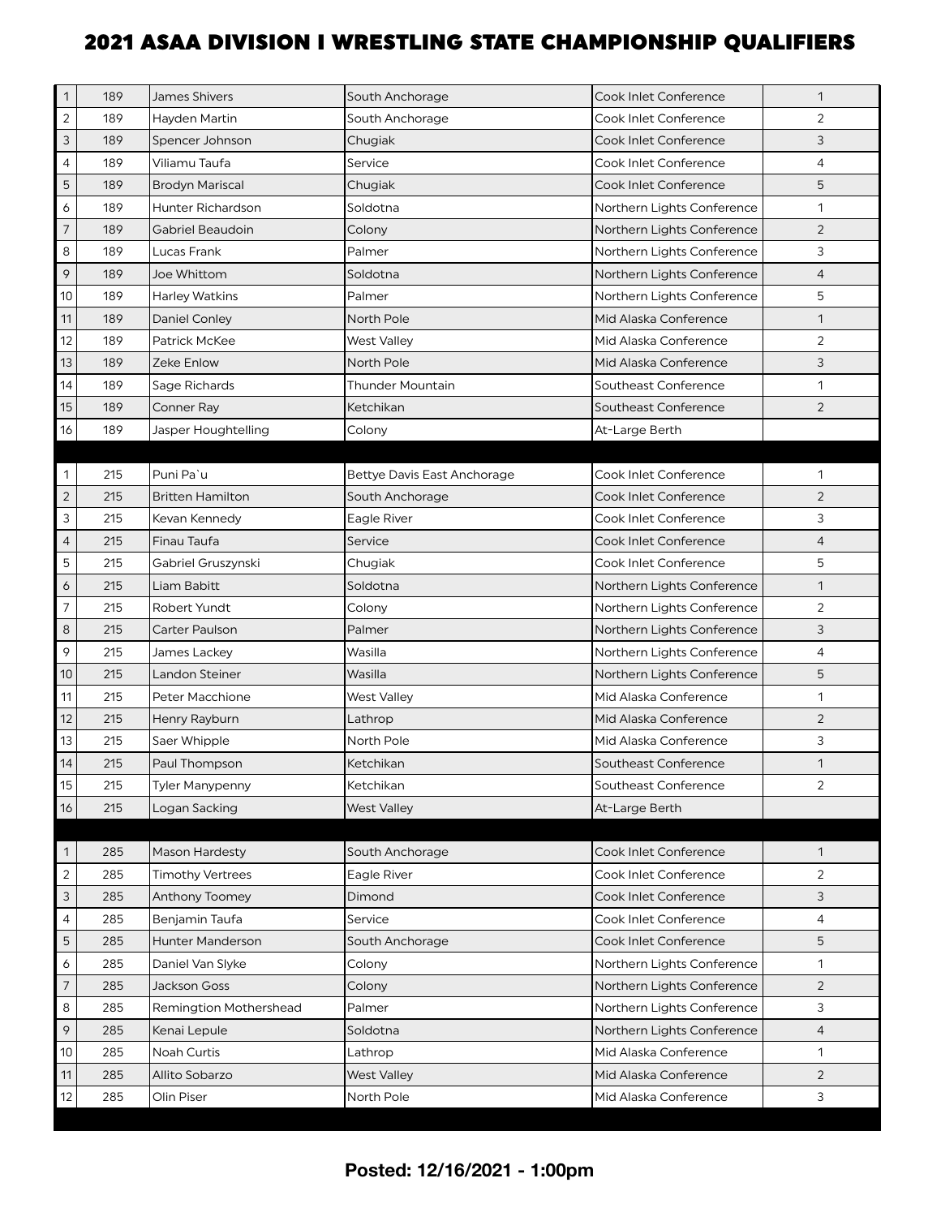# 2021 ASAA DIVISION I WRESTLING STATE CHAMPIONSHIP QUALIFIERS

| | | | | | |
|---|---|---|---|---|---|
| 1 | 189 | James Shivers | South Anchorage | Cook Inlet Conference | 1 |
| 2 | 189 | Hayden Martin | South Anchorage | Cook Inlet Conference | 2 |
| 3 | 189 | Spencer Johnson | Chugiak | Cook Inlet Conference | 3 |
| 4 | 189 | Viliamu Taufa | Service | Cook Inlet Conference | 4 |
| 5 | 189 | Brodyn Mariscal | Chugiak | Cook Inlet Conference | 5 |
| 6 | 189 | Hunter Richardson | Soldotna | Northern Lights Conference | 1 |
| 7 | 189 | Gabriel Beaudoin | Colony | Northern Lights Conference | 2 |
| 8 | 189 | Lucas Frank | Palmer | Northern Lights Conference | 3 |
| 9 | 189 | Joe Whittom | Soldotna | Northern Lights Conference | 4 |
| 10 | 189 | Harley Watkins | Palmer | Northern Lights Conference | 5 |
| 11 | 189 | Daniel Conley | North Pole | Mid Alaska Conference | 1 |
| 12 | 189 | Patrick McKee | West Valley | Mid Alaska Conference | 2 |
| 13 | 189 | Zeke Enlow | North Pole | Mid Alaska Conference | 3 |
| 14 | 189 | Sage Richards | Thunder Mountain | Southeast Conference | 1 |
| 15 | 189 | Conner Ray | Ketchikan | Southeast Conference | 2 |
| 16 | 189 | Jasper Houghtelling | Colony | At-Large Berth | |
| | | | | | |
| 1 | 215 | Puni Pa`u | Bettye Davis East Anchorage | Cook Inlet Conference | 1 |
| 2 | 215 | Britten Hamilton | South Anchorage | Cook Inlet Conference | 2 |
| 3 | 215 | Kevan Kennedy | Eagle River | Cook Inlet Conference | 3 |
| 4 | 215 | Finau Taufa | Service | Cook Inlet Conference | 4 |
| 5 | 215 | Gabriel Gruszynski | Chugiak | Cook Inlet Conference | 5 |
| 6 | 215 | Liam Babitt | Soldotna | Northern Lights Conference | 1 |
| 7 | 215 | Robert Yundt | Colony | Northern Lights Conference | 2 |
| 8 | 215 | Carter Paulson | Palmer | Northern Lights Conference | 3 |
| 9 | 215 | James Lackey | Wasilla | Northern Lights Conference | 4 |
| 10 | 215 | Landon Steiner | Wasilla | Northern Lights Conference | 5 |
| 11 | 215 | Peter Macchione | West Valley | Mid Alaska Conference | 1 |
| 12 | 215 | Henry Rayburn | Lathrop | Mid Alaska Conference | 2 |
| 13 | 215 | Saer Whipple | North Pole | Mid Alaska Conference | 3 |
| 14 | 215 | Paul Thompson | Ketchikan | Southeast Conference | 1 |
| 15 | 215 | Tyler Manypenny | Ketchikan | Southeast Conference | 2 |
| 16 | 215 | Logan Sacking | West Valley | At-Large Berth | |
| | | | | | |
| 1 | 285 | Mason Hardesty | South Anchorage | Cook Inlet Conference | 1 |
| 2 | 285 | Timothy Vertrees | Eagle River | Cook Inlet Conference | 2 |
| 3 | 285 | Anthony Toomey | Dimond | Cook Inlet Conference | 3 |
| 4 | 285 | Benjamin Taufa | Service | Cook Inlet Conference | 4 |
| 5 | 285 | Hunter Manderson | South Anchorage | Cook Inlet Conference | 5 |
| 6 | 285 | Daniel Van Slyke | Colony | Northern Lights Conference | 1 |
| 7 | 285 | Jackson Goss | Colony | Northern Lights Conference | 2 |
| 8 | 285 | Remingtion Mothershead | Palmer | Northern Lights Conference | 3 |
| 9 | 285 | Kenai Lepule | Soldotna | Northern Lights Conference | 4 |
| 10 | 285 | Noah Curtis | Lathrop | Mid Alaska Conference | 1 |
| 11 | 285 | Allito Sobarzo | West Valley | Mid Alaska Conference | 2 |
| 12 | 285 | Olin Piser | North Pole | Mid Alaska Conference | 3 |

**Posted: 12/16/2021 - 1:00pm**